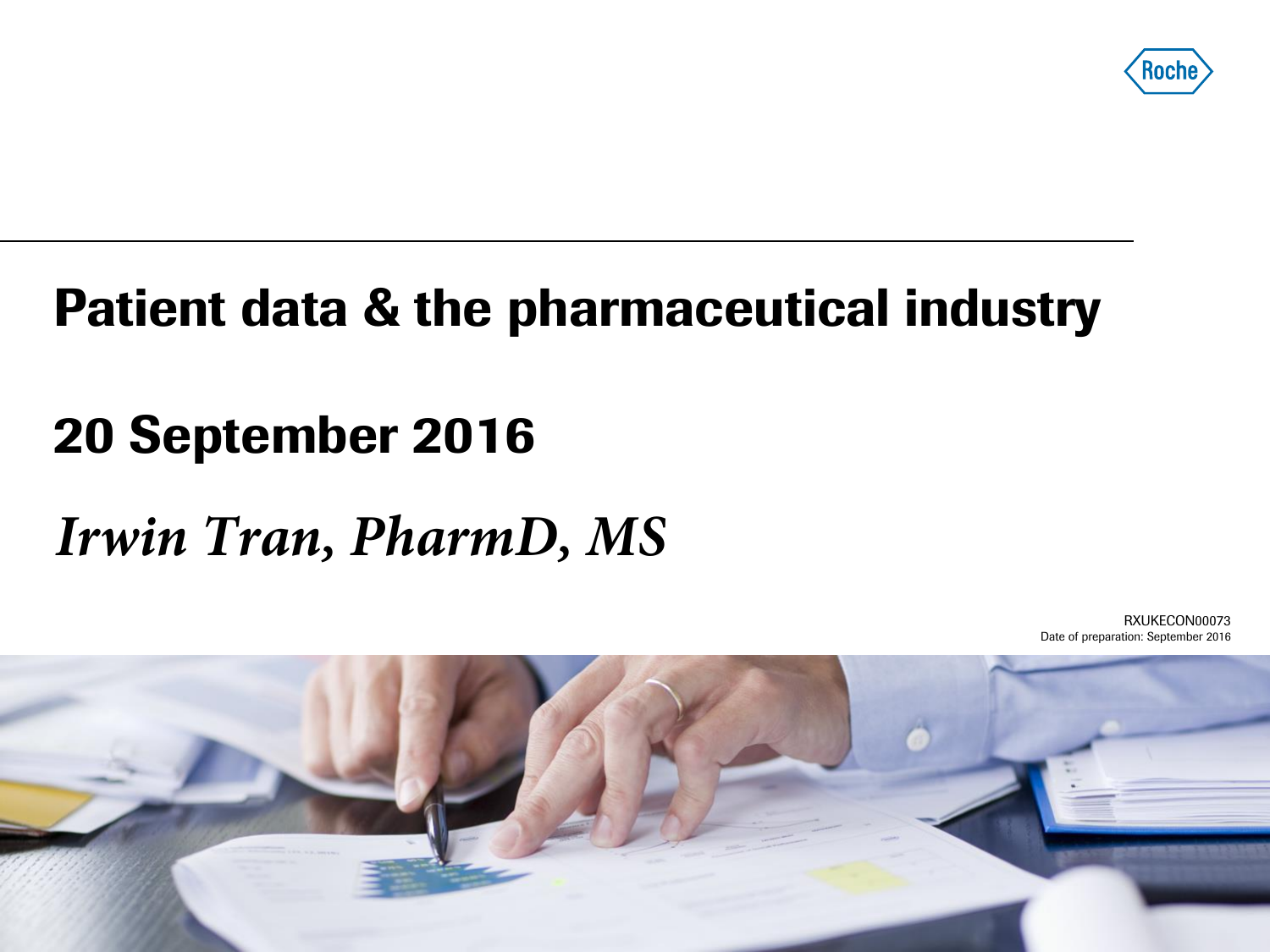# Patient data & the pharmaceutical industry

## 20 September 2016

*Irwin Tran, PharmD, MS*

RXUKECON00073
Date of preparation: September 2016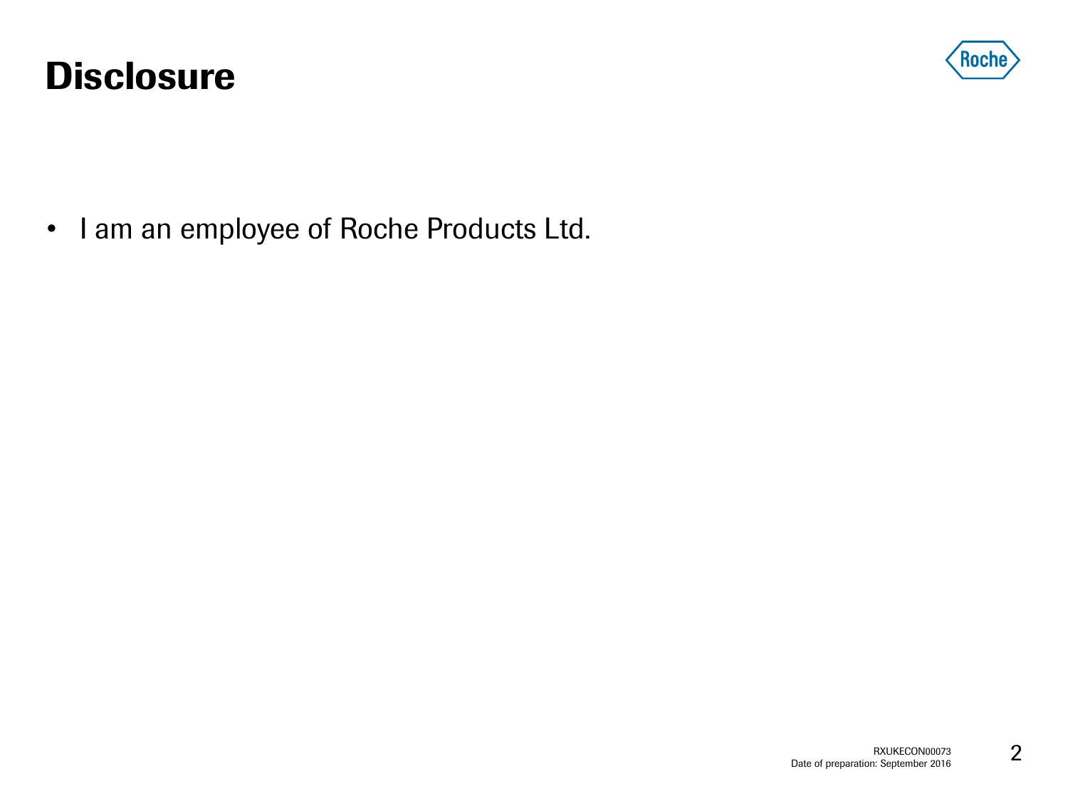# Disclosure

- I am an employee of Roche Products Ltd.

RXUKECON00073
Date of preparation: September 2016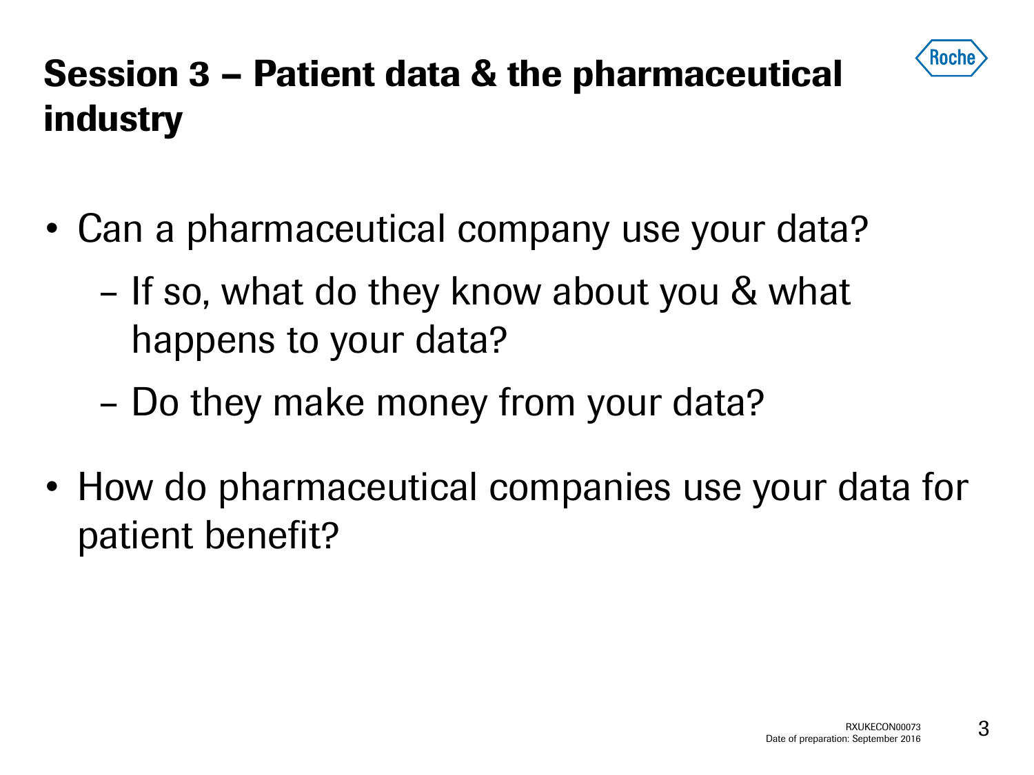# Session 3 – Patient data & the pharmaceutical industry

- Can a pharmaceutical company use your data?
  - If so, what do they know about you & what happens to your data?
  - Do they make money from your data?
- How do pharmaceutical companies use your data for patient benefit?

RXUKECON00073
Date of preparation: September 2016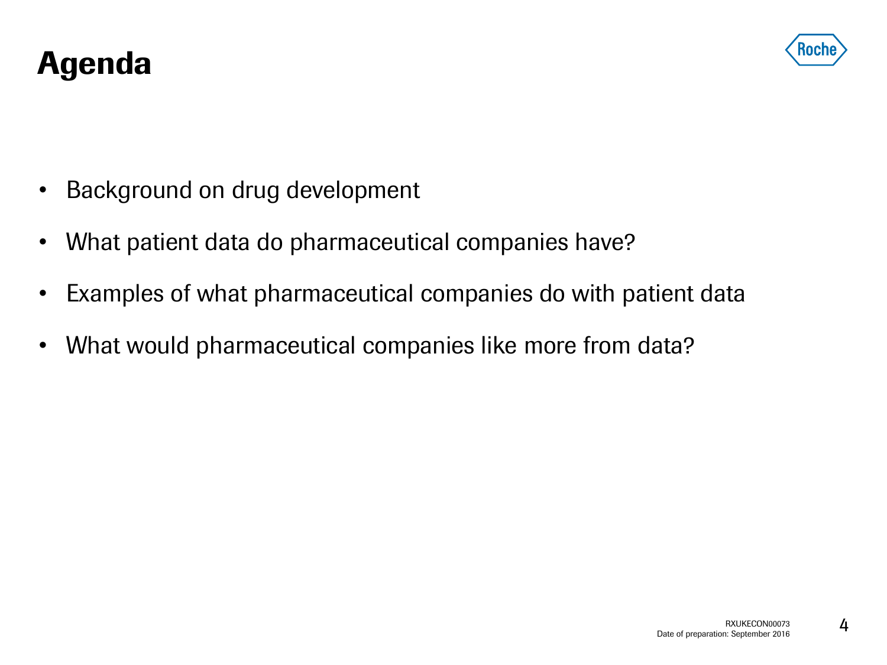# Agenda

- Background on drug development
- What patient data do pharmaceutical companies have?
- Examples of what pharmaceutical companies do with patient data
- What would pharmaceutical companies like more from data?

RXUKECON00073
Date of preparation: September 2016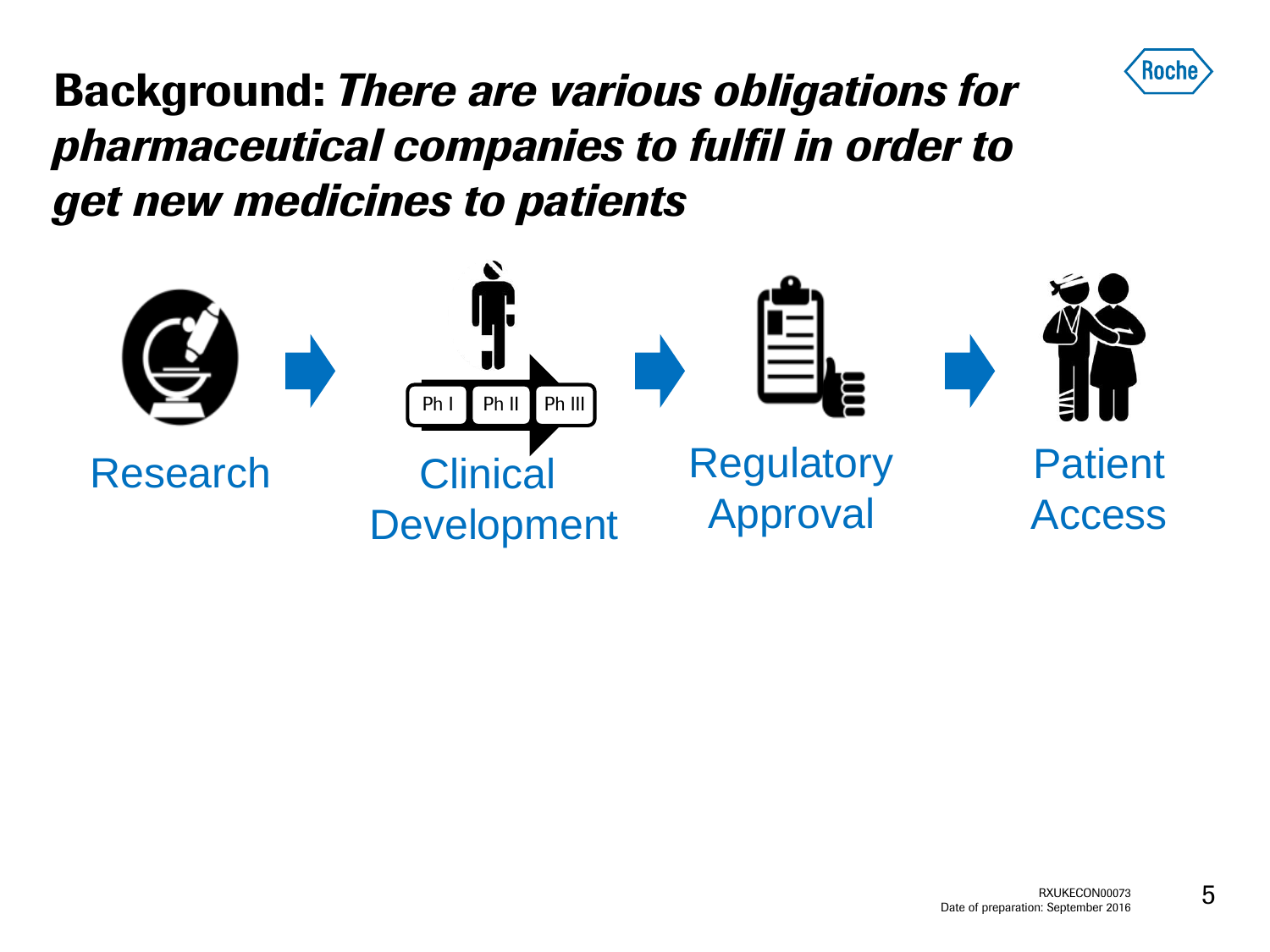# **Background:** *There are various obligations for pharmaceutical companies to fulfil in order to get new medicines to patients*

Research → Clinical Development (Ph I, Ph II, Ph III) → Regulatory Approval → Patient Access

RXUKECON00073
Date of preparation: September 2016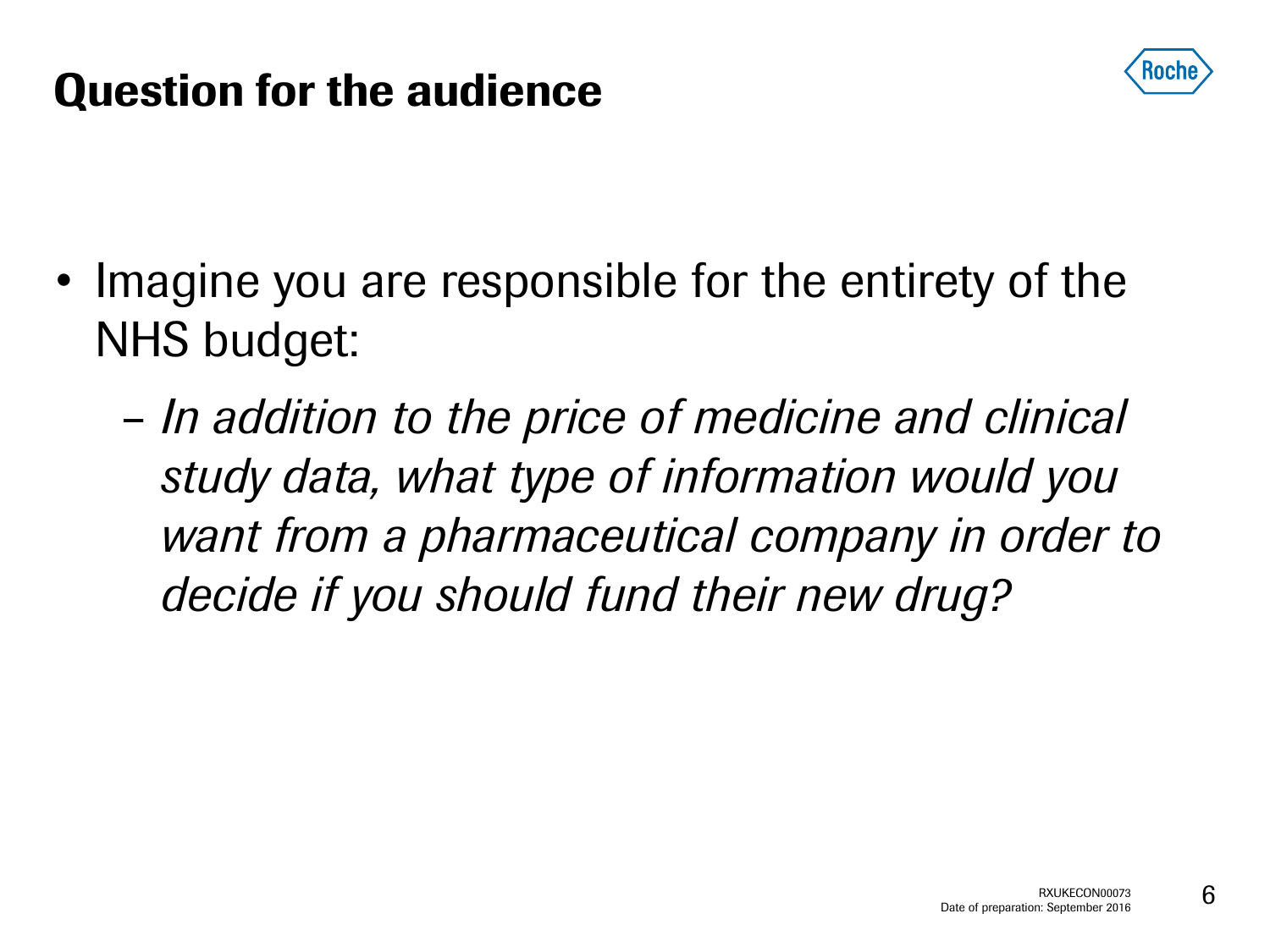# Question for the audience

- Imagine you are responsible for the entirety of the NHS budget:
  - *In addition to the price of medicine and clinical study data, what type of information would you want from a pharmaceutical company in order to decide if you should fund their new drug?*

RXUKECON00073
Date of preparation: September 2016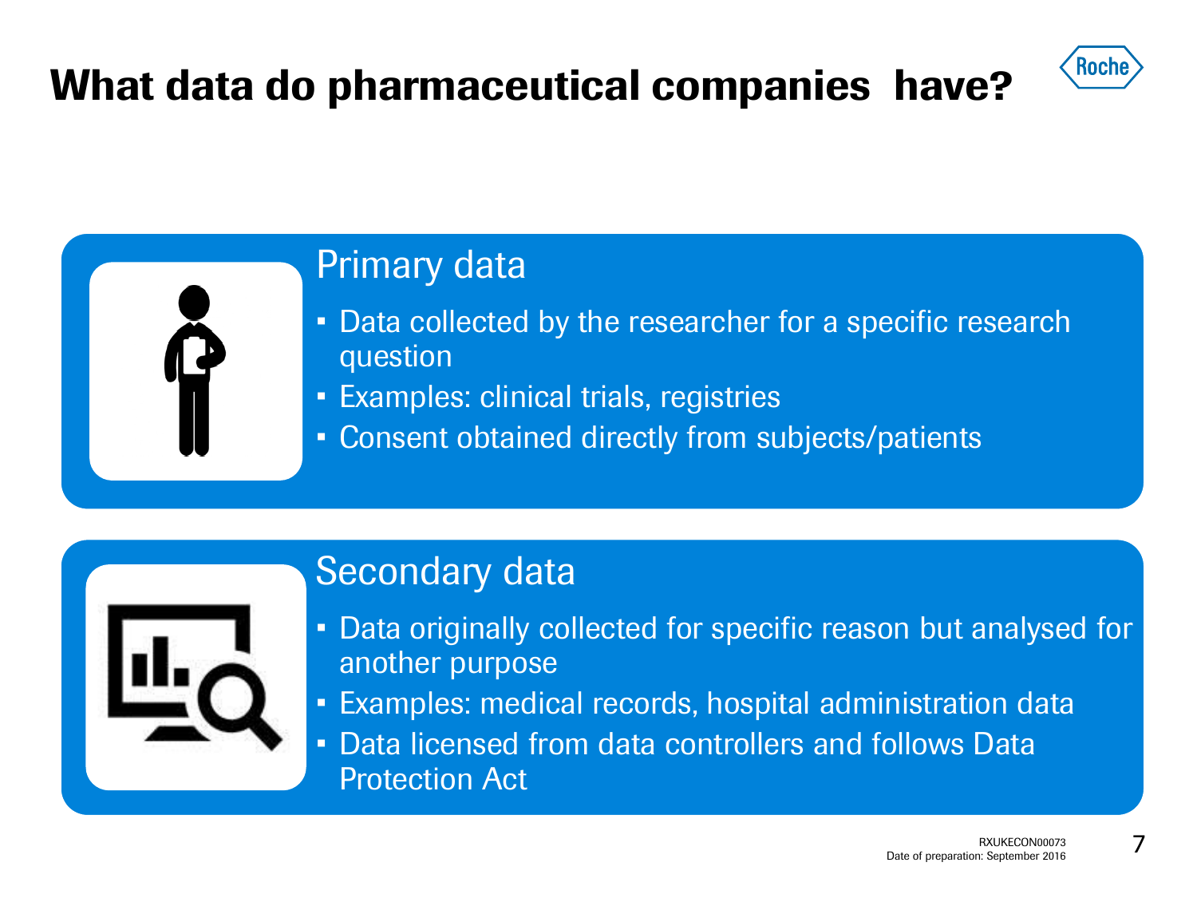# What data do pharmaceutical companies have?

## Primary data

- Data collected by the researcher for a specific research question
- Examples: clinical trials, registries
- Consent obtained directly from subjects/patients

## Secondary data

- Data originally collected for specific reason but analysed for another purpose
- Examples: medical records, hospital administration data
- Data licensed from data controllers and follows Data Protection Act

RXUKECON00073
Date of preparation: September 2016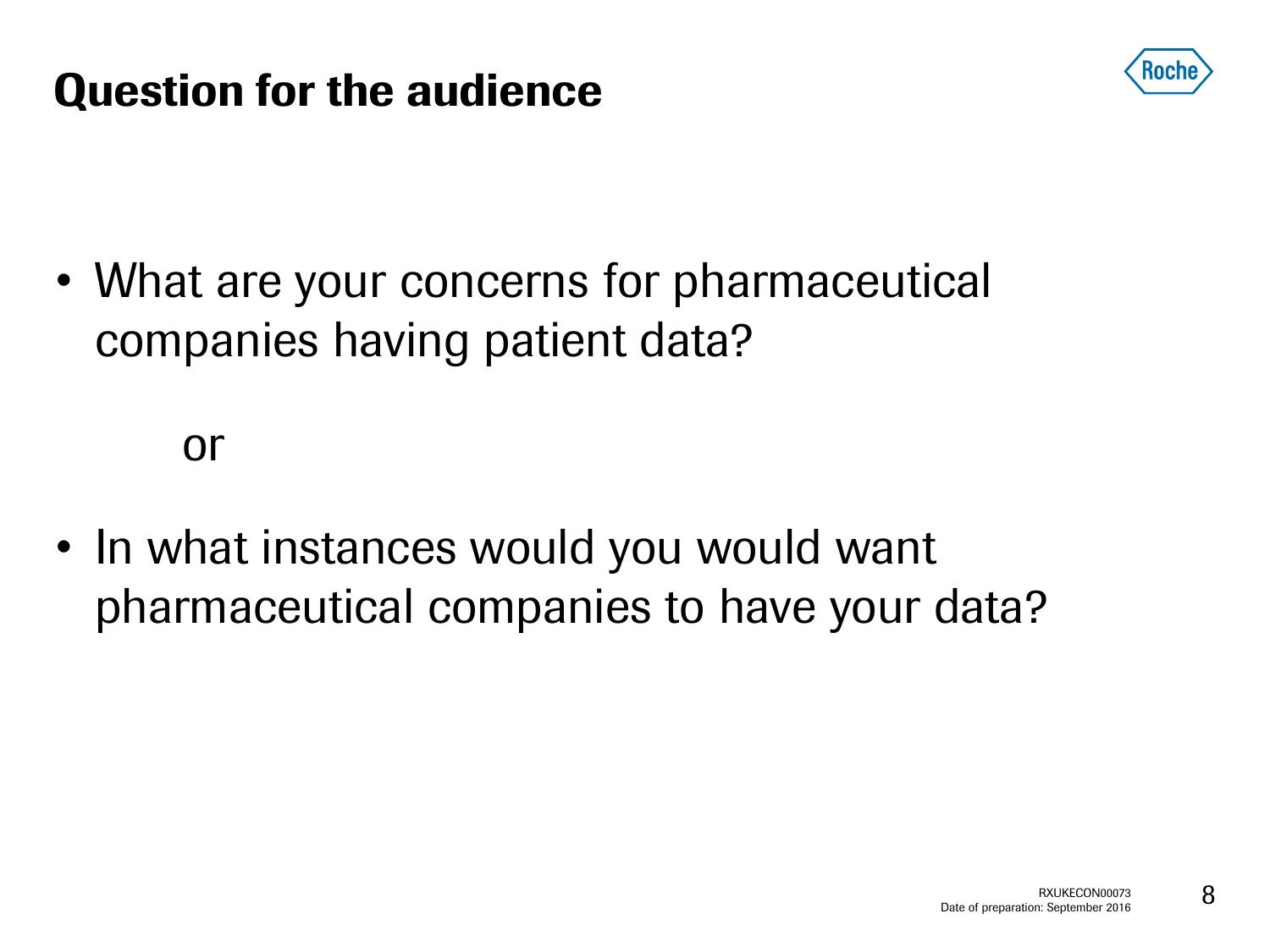# Question for the audience

- What are your concerns for pharmaceutical companies having patient data?

  or

- In what instances would you would want pharmaceutical companies to have your data?

RXUKECON00073
Date of preparation: September 2016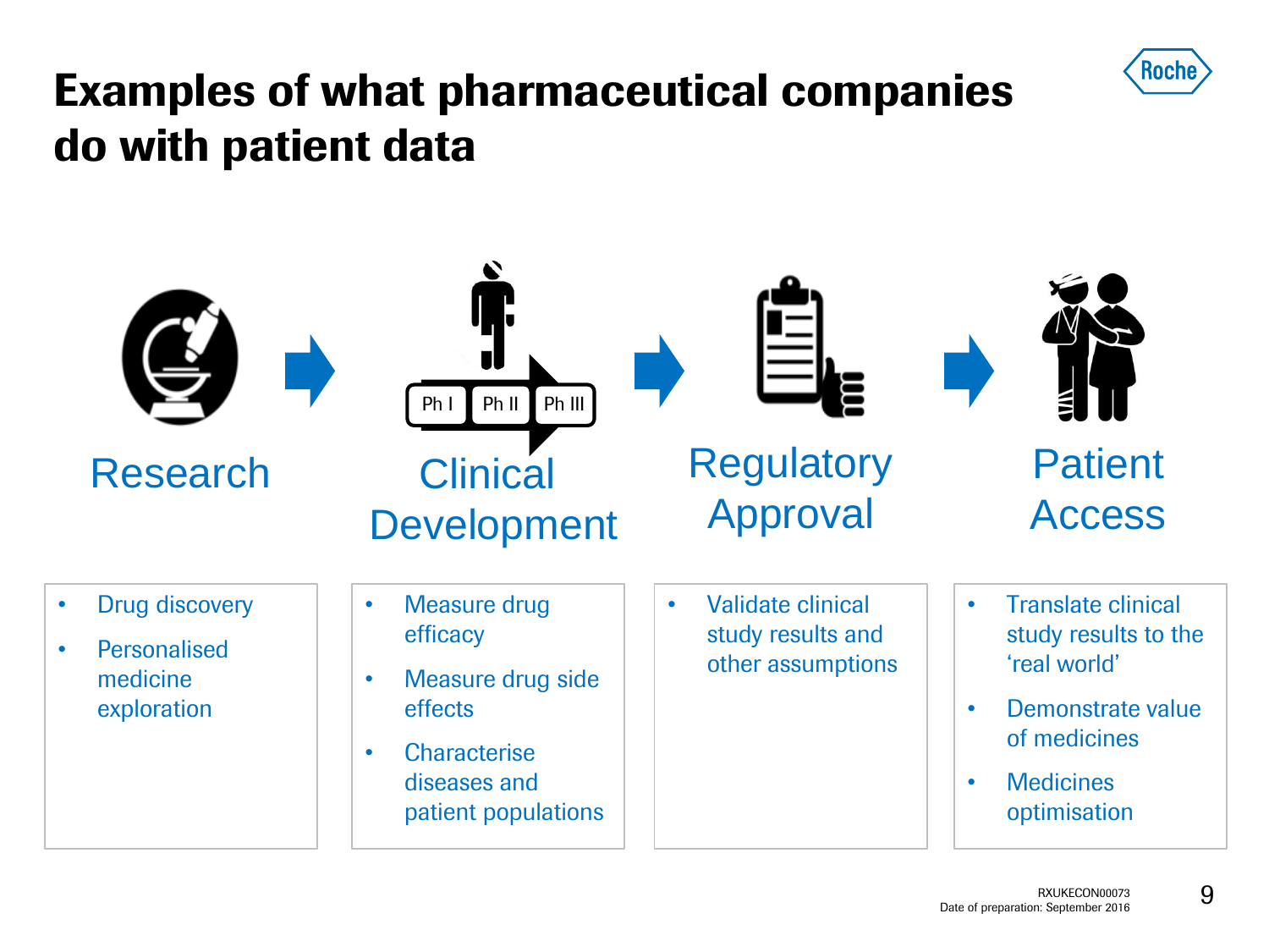# Examples of what pharmaceutical companies do with patient data

Research → Clinical Development (Ph I, Ph II, Ph III) → Regulatory Approval → Patient Access

## Research

- Drug discovery
- Personalised medicine exploration

## Clinical Development

- Measure drug efficacy
- Measure drug side effects
- Characterise diseases and patient populations

## Regulatory Approval

- Validate clinical study results and other assumptions

## Patient Access

- Translate clinical study results to the 'real world'
- Demonstrate value of medicines
- Medicines optimisation

RXUKECON00073
Date of preparation: September 2016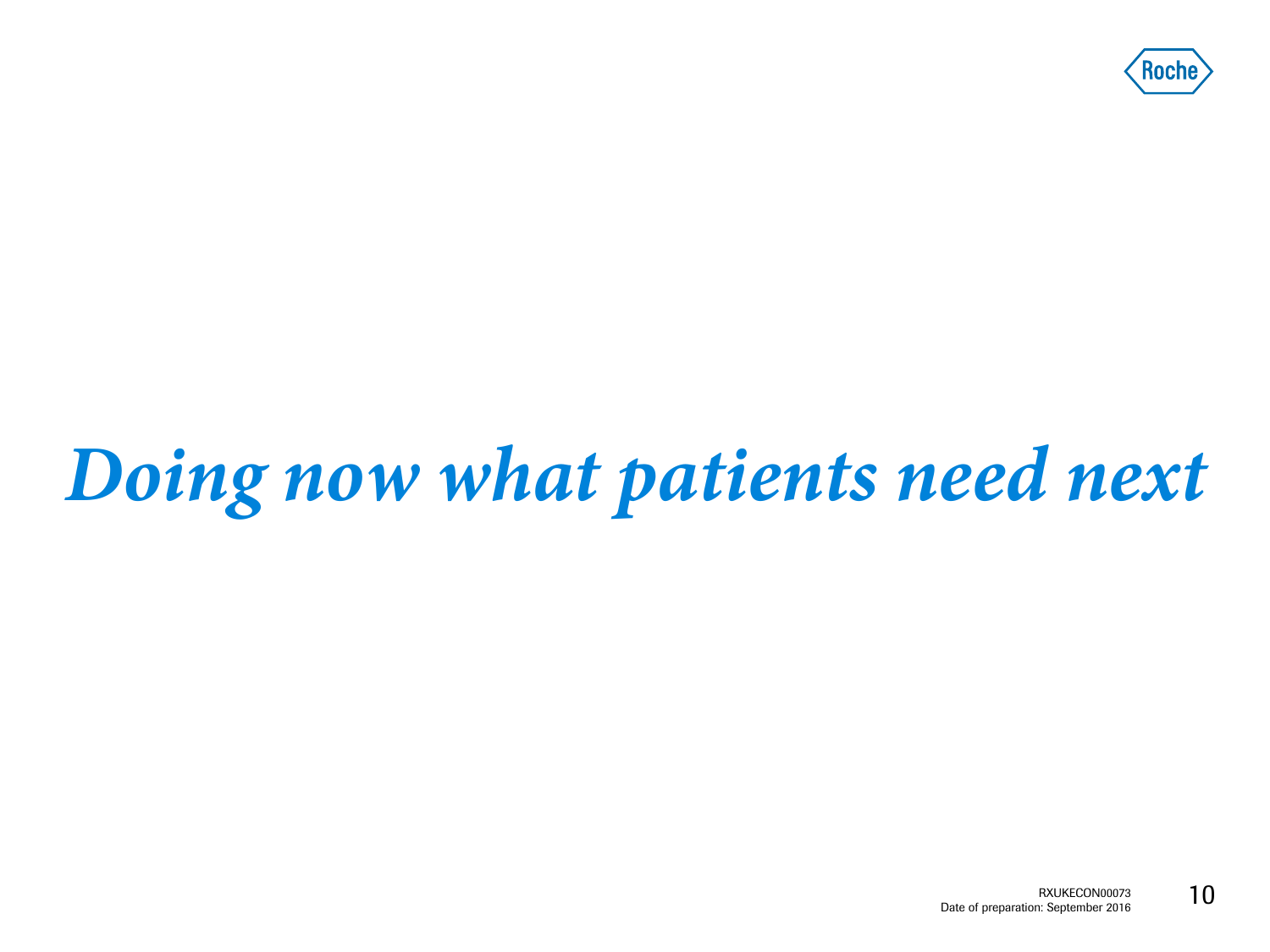*Doing now what patients need next*

RXUKECON00073
Date of preparation: September 2016